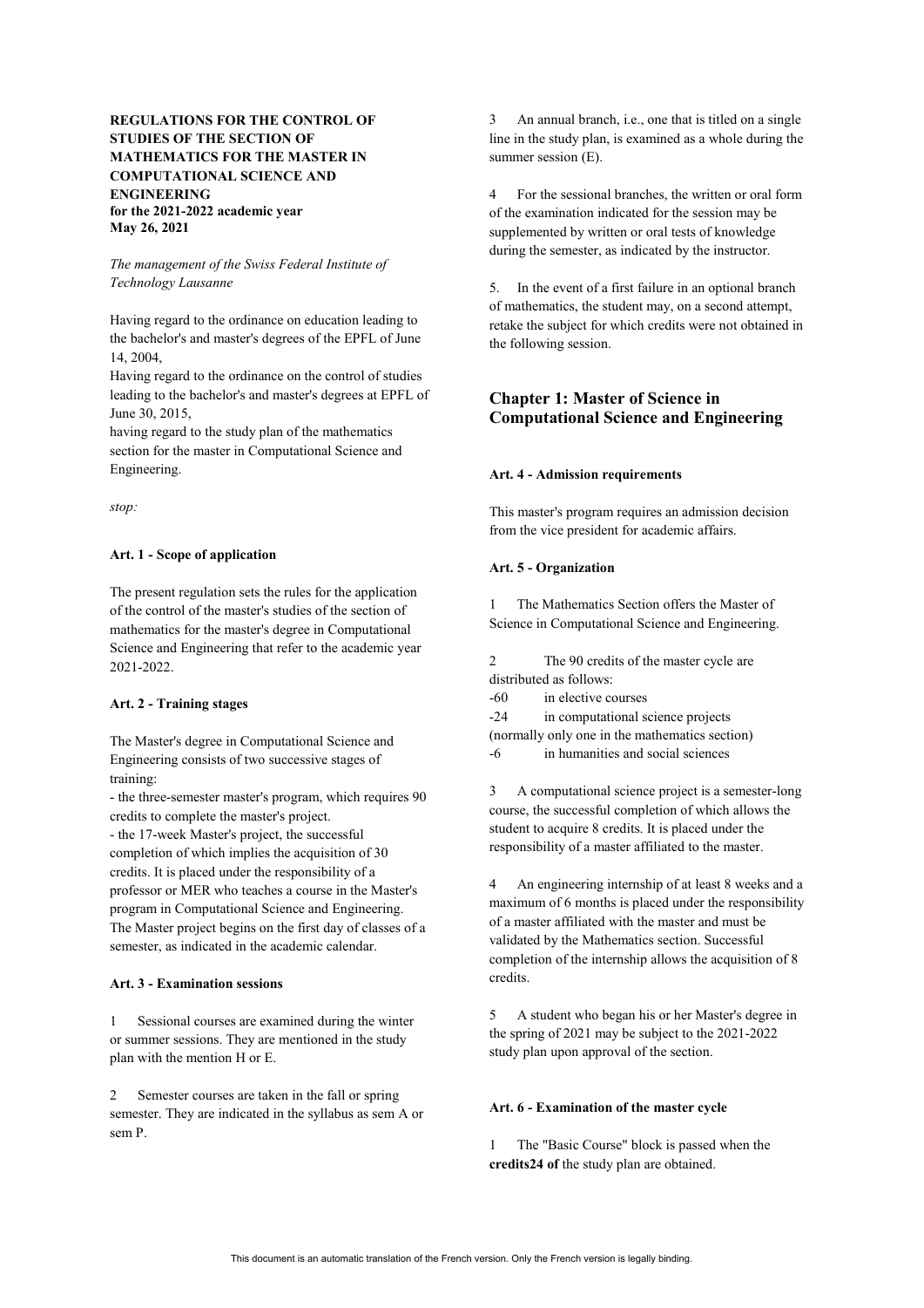**REGULATIONS FOR THE CONTROL OF STUDIES OF THE SECTION OF MATHEMATICS FOR THE MASTER IN COMPUTATIONAL SCIENCE AND ENGINEERING**
**for the 2021-2022 academic year**
**May 26, 2021**

*The management of the Swiss Federal Institute of Technology Lausanne*

Having regard to the ordinance on education leading to the bachelor's and master's degrees of the EPFL of June 14, 2004,
Having regard to the ordinance on the control of studies leading to the bachelor's and master's degrees at EPFL of June 30, 2015,
having regard to the study plan of the mathematics section for the master in Computational Science and Engineering.

*stop:*

#### Art. 1 - Scope of application

The present regulation sets the rules for the application of the control of the master's studies of the section of mathematics for the master's degree in Computational Science and Engineering that refer to the academic year 2021-2022.

#### Art. 2 - Training stages

The Master's degree in Computational Science and Engineering consists of two successive stages of training:
- the three-semester master's program, which requires 90 credits to complete the master's project.
- the 17-week Master's project, the successful completion of which implies the acquisition of 30 credits. It is placed under the responsibility of a professor or MER who teaches a course in the Master's program in Computational Science and Engineering. The Master project begins on the first day of classes of a semester, as indicated in the academic calendar.

#### Art. 3 - Examination sessions

1 Sessional courses are examined during the winter or summer sessions. They are mentioned in the study plan with the mention H or E.

2 Semester courses are taken in the fall or spring semester. They are indicated in the syllabus as sem A or sem P.

3 An annual branch, i.e., one that is titled on a single line in the study plan, is examined as a whole during the summer session (E).

4 For the sessional branches, the written or oral form of the examination indicated for the session may be supplemented by written or oral tests of knowledge during the semester, as indicated by the instructor.

5. In the event of a first failure in an optional branch of mathematics, the student may, on a second attempt, retake the subject for which credits were not obtained in the following session.

## Chapter 1: Master of Science in Computational Science and Engineering

#### Art. 4 - Admission requirements

This master's program requires an admission decision from the vice president for academic affairs.

#### Art. 5 - Organization

1 The Mathematics Section offers the Master of Science in Computational Science and Engineering.

2 The 90 credits of the master cycle are distributed as follows:
-60 in elective courses
-24 in computational science projects
(normally only one in the mathematics section)
-6 in humanities and social sciences

3 A computational science project is a semester-long course, the successful completion of which allows the student to acquire 8 credits. It is placed under the responsibility of a master affiliated to the master.

4 An engineering internship of at least 8 weeks and a maximum of 6 months is placed under the responsibility of a master affiliated with the master and must be validated by the Mathematics section. Successful completion of the internship allows the acquisition of 8 credits.

5 A student who began his or her Master's degree in the spring of 2021 may be subject to the 2021-2022 study plan upon approval of the section.

#### Art. 6 - Examination of the master cycle

1 The "Basic Course" block is passed when the **credits24 of** the study plan are obtained.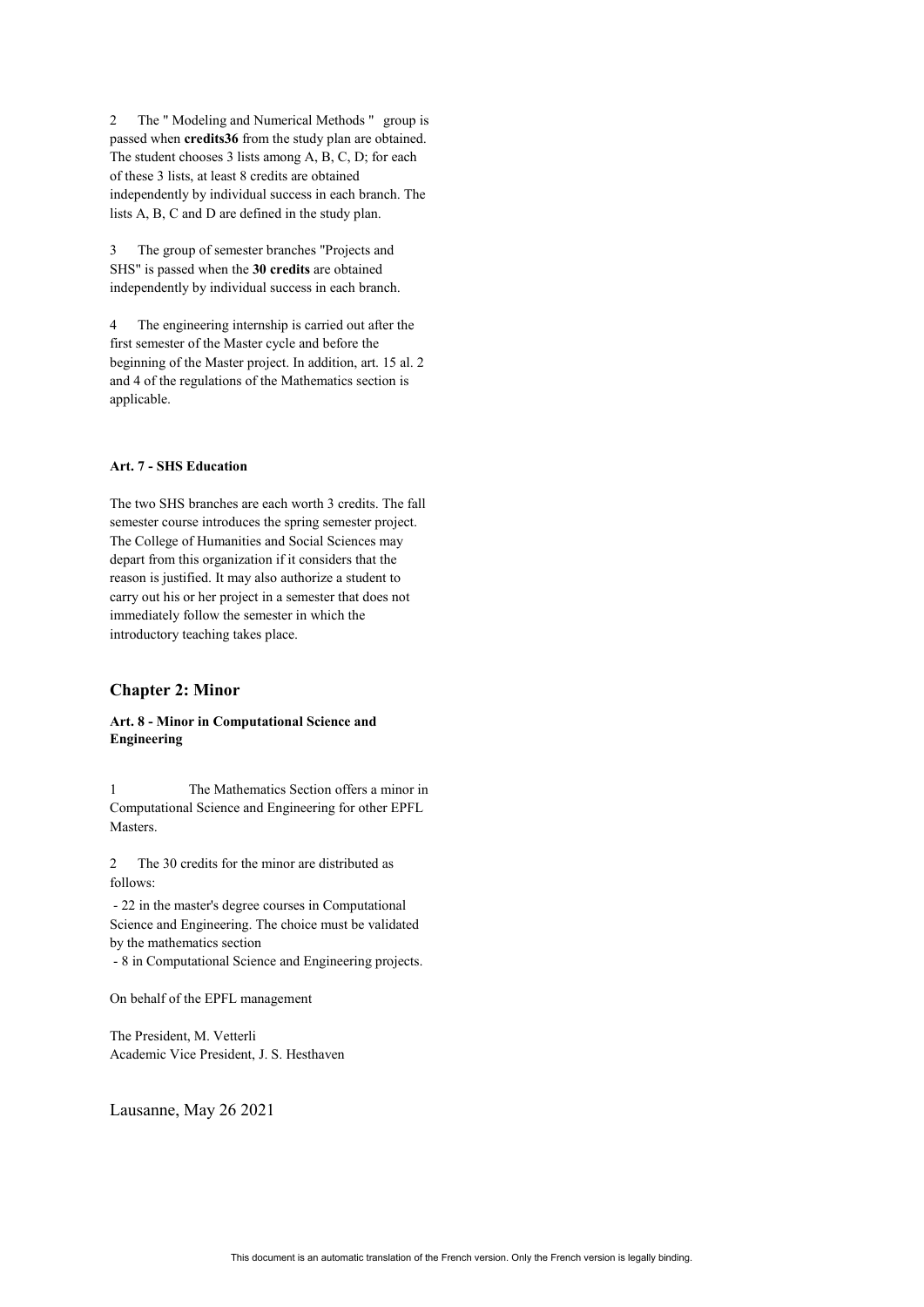2 The " Modeling and Numerical Methods " group is passed when **credits36** from the study plan are obtained. The student chooses 3 lists among A, B, C, D; for each of these 3 lists, at least 8 credits are obtained independently by individual success in each branch. The lists A, B, C and D are defined in the study plan.

3 The group of semester branches "Projects and SHS" is passed when the **30 credits** are obtained independently by individual success in each branch.

4 The engineering internship is carried out after the first semester of the Master cycle and before the beginning of the Master project. In addition, art. 15 al. 2 and 4 of the regulations of the Mathematics section is applicable.

**Art. 7 - SHS Education**

The two SHS branches are each worth 3 credits. The fall semester course introduces the spring semester project. The College of Humanities and Social Sciences may depart from this organization if it considers that the reason is justified. It may also authorize a student to carry out his or her project in a semester that does not immediately follow the semester in which the introductory teaching takes place.

## Chapter 2: Minor

**Art. 8 - Minor in Computational Science and Engineering**

1 The Mathematics Section offers a minor in Computational Science and Engineering for other EPFL Masters.

2 The 30 credits for the minor are distributed as follows:

- 22 in the master's degree courses in Computational Science and Engineering. The choice must be validated by the mathematics section
- 8 in Computational Science and Engineering projects.

On behalf of the EPFL management

The President, M. Vetterli
Academic Vice President, J. S. Hesthaven

Lausanne, May 26 2021

This document is an automatic translation of the French version. Only the French version is legally binding.